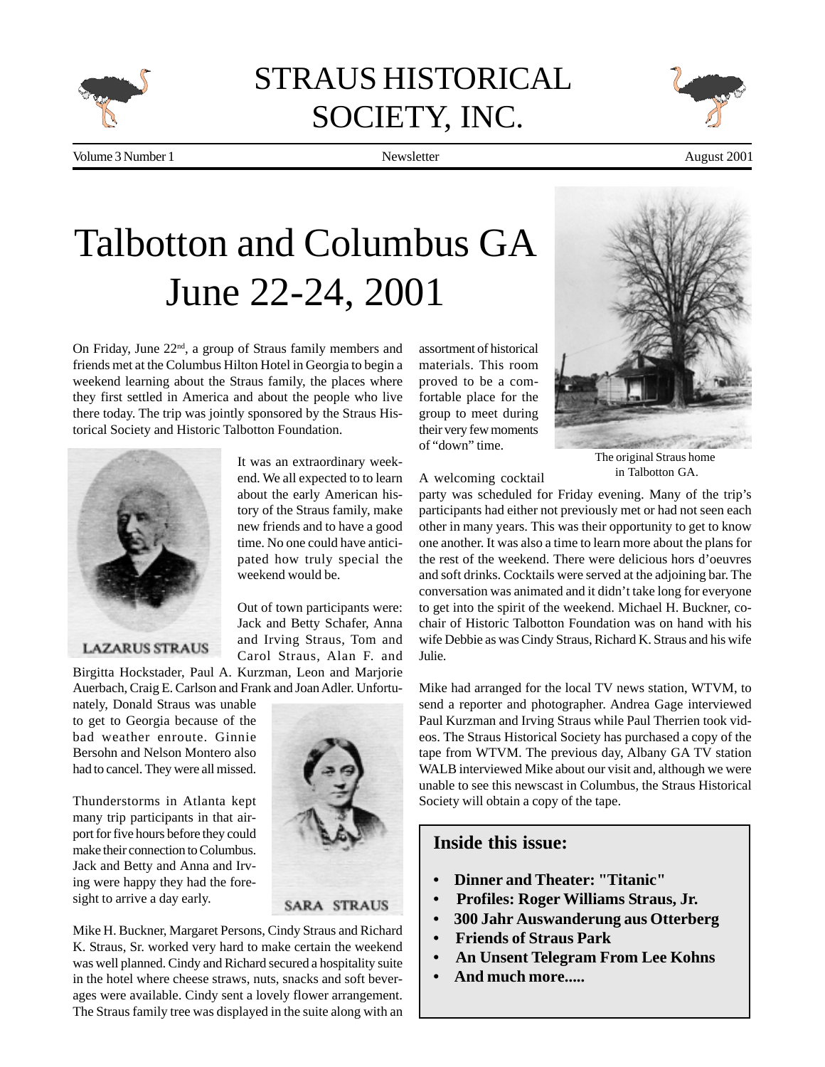# STRAUS HISTORICAL SOCIETY, INC.

Volume 3 Number 1 — Newsletter — August 2001

# Talbotton and Columbus GA June 22-24, 2001

On Friday, June 22nd, a group of Straus family members and friends met at the Columbus Hilton Hotel in Georgia to begin a weekend learning about the Straus family, the places where they first settled in America and about the people who live there today. The trip was jointly sponsored by the Straus Historical Society and Historic Talbotton Foundation.

LAZARUS STRAUS

It was an extraordinary weekend. We all expected to to learn about the early American history of the Straus family, make new friends and to have a good time. No one could have anticipated how truly special the weekend would be.

Out of town participants were: Jack and Betty Schafer, Anna and Irving Straus, Tom and Carol Straus, Alan F. and Birgitta Hockstader, Paul A. Kurzman, Leon and Marjorie Auerbach, Craig E. Carlson and Frank and Joan Adler. Unfortunately, Donald Straus was unable to get to Georgia because of the bad weather enroute. Ginnie Bersohn and Nelson Montero also had to cancel. They were all missed.

SARA STRAUS

Thunderstorms in Atlanta kept many trip participants in that airport for five hours before they could make their connection to Columbus. Jack and Betty and Anna and Irving were happy they had the foresight to arrive a day early.

Mike H. Buckner, Margaret Persons, Cindy Straus and Richard K. Straus, Sr. worked very hard to make certain the weekend was well planned. Cindy and Richard secured a hospitality suite in the hotel where cheese straws, nuts, snacks and soft beverages were available. Cindy sent a lovely flower arrangement. The Straus family tree was displayed in the suite along with an assortment of historical materials. This room proved to be a comfortable place for the group to meet during their very few moments of "down" time.

The original Straus home in Talbotton GA.

A welcoming cocktail party was scheduled for Friday evening. Many of the trip's participants had either not previously met or had not seen each other in many years. This was their opportunity to get to know one another. It was also a time to learn more about the plans for the rest of the weekend. There were delicious hors d'oeuvres and soft drinks. Cocktails were served at the adjoining bar. The conversation was animated and it didn't take long for everyone to get into the spirit of the weekend. Michael H. Buckner, co-chair of Historic Talbotton Foundation was on hand with his wife Debbie as was Cindy Straus, Richard K. Straus and his wife Julie.

Mike had arranged for the local TV news station, WTVM, to send a reporter and photographer. Andrea Gage interviewed Paul Kurzman and Irving Straus while Paul Therrien took videos. The Straus Historical Society has purchased a copy of the tape from WTVM. The previous day, Albany GA TV station WALB interviewed Mike about our visit and, although we were unable to see this newscast in Columbus, the Straus Historical Society will obtain a copy of the tape.

## Inside this issue:

- **Dinner and Theater: "Titanic"**
- **Profiles: Roger Williams Straus, Jr.**
- **300 Jahr Auswanderung aus Otterberg**
- **Friends of Straus Park**
- **An Unsent Telegram From Lee Kohns**
- **And much more.....**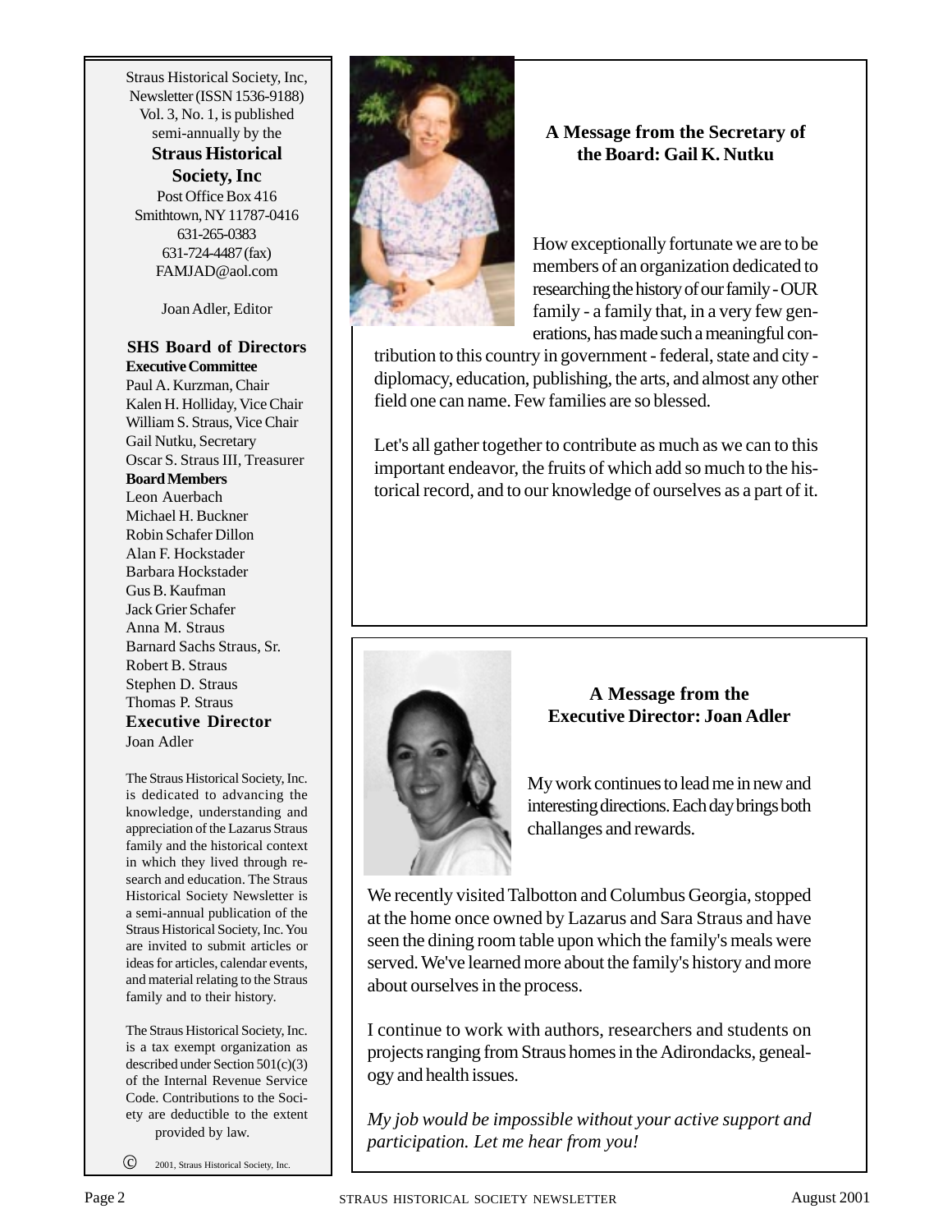Straus Historical Society, Inc, Newsletter (ISSN 1536-9188) Vol. 3, No. 1, is published semi-annually by the

**Straus Historical Society, Inc**

Post Office Box 416
Smithtown, NY 11787-0416
631-265-0383
631-724-4487 (fax)
FAMJAD@aol.com

Joan Adler, Editor

**SHS Board of Directors**

**Executive Committee**

Paul A. Kurzman, Chair
Kalen H. Holliday, Vice Chair
William S. Straus, Vice Chair
Gail Nutku, Secretary
Oscar S. Straus III, Treasurer

**Board Members**

Leon Auerbach
Michael H. Buckner
Robin Schafer Dillon
Alan F. Hockstader
Barbara Hockstader
Gus B. Kaufman
Jack Grier Schafer
Anna M. Straus
Barnard Sachs Straus, Sr.
Robert B. Straus
Stephen D. Straus
Thomas P. Straus

**Executive Director**

Joan Adler

The Straus Historical Society, Inc. is dedicated to advancing the knowledge, understanding and appreciation of the Lazarus Straus family and the historical context in which they lived through research and education. The Straus Historical Society Newsletter is a semi-annual publication of the Straus Historical Society, Inc. You are invited to submit articles or ideas for articles, calendar events, and material relating to the Straus family and to their history.

The Straus Historical Society, Inc. is a tax exempt organization as described under Section 501(c)(3) of the Internal Revenue Service Code. Contributions to the Society are deductible to the extent provided by law.

© 2001, Straus Historical Society, Inc.

## A Message from the Secretary of the Board: Gail K. Nutku

How exceptionally fortunate we are to be members of an organization dedicated to researching the history of our family - OUR family - a family that, in a very few generations, has made such a meaningful contribution to this country in government - federal, state and city - diplomacy, education, publishing, the arts, and almost any other field one can name. Few families are so blessed.

Let's all gather together to contribute as much as we can to this important endeavor, the fruits of which add so much to the historical record, and to our knowledge of ourselves as a part of it.

## A Message from the Executive Director: Joan Adler

My work continues to lead me in new and interesting directions. Each day brings both challanges and rewards.

We recently visited Talbotton and Columbus Georgia, stopped at the home once owned by Lazarus and Sara Straus and have seen the dining room table upon which the family's meals were served. We've learned more about the family's history and more about ourselves in the process.

I continue to work with authors, researchers and students on projects ranging from Straus homes in the Adirondacks, genealogy and health issues.

*My job would be impossible without your active support and participation. Let me hear from you!*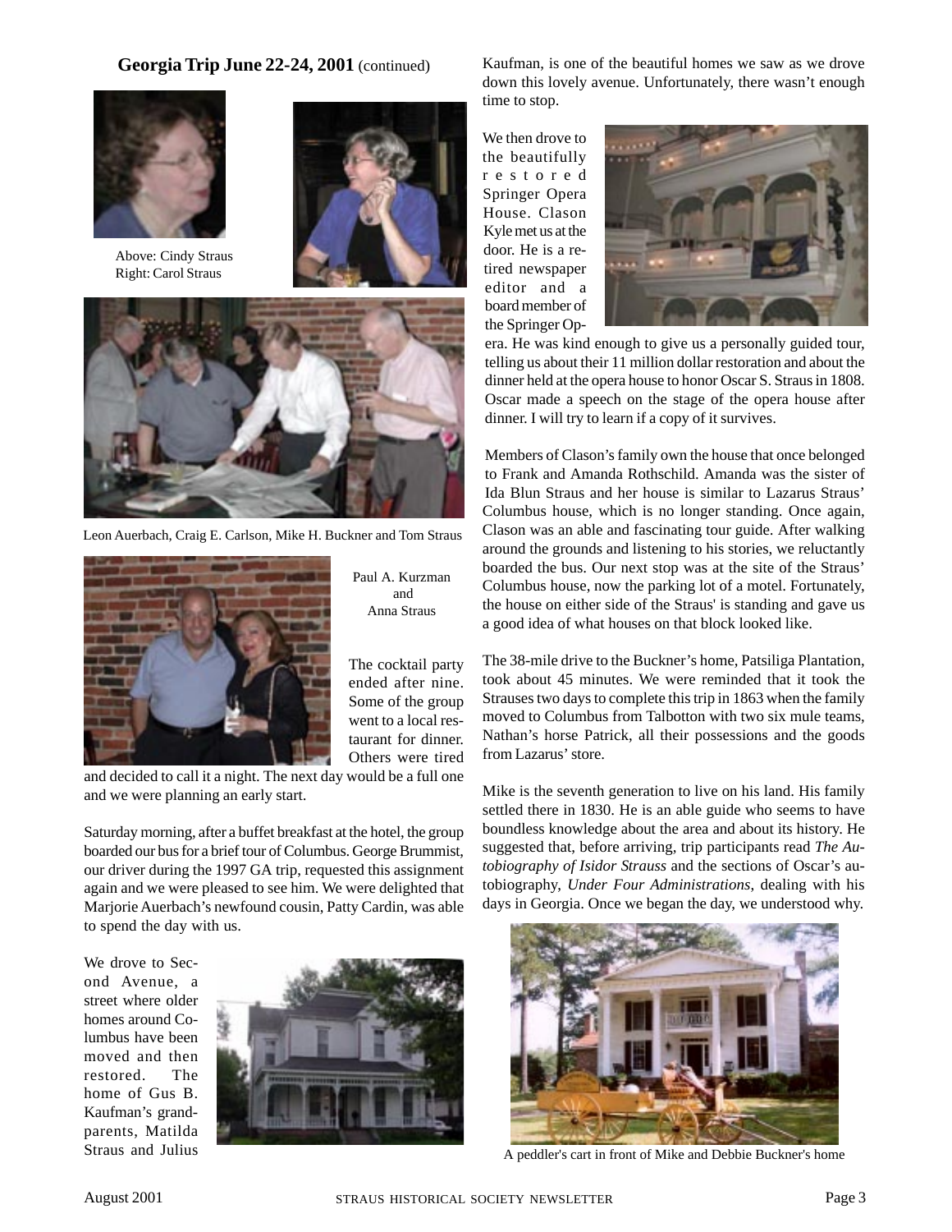## Georgia Trip June 22-24, 2001 (continued)

Above: Cindy Straus
Right: Carol Straus

Leon Auerbach, Craig E. Carlson, Mike H. Buckner and Tom Straus

Paul A. Kurzman and Anna Straus

The cocktail party ended after nine. Some of the group went to a local restaurant for dinner. Others were tired and decided to call it a night. The next day would be a full one and we were planning an early start.

Saturday morning, after a buffet breakfast at the hotel, the group boarded our bus for a brief tour of Columbus. George Brummist, our driver during the 1997 GA trip, requested this assignment again and we were pleased to see him. We were delighted that Marjorie Auerbach's newfound cousin, Patty Cardin, was able to spend the day with us.

We drove to Second Avenue, a street where older homes around Columbus have been moved and then restored. The home of Gus B. Kaufman's grandparents, Matilda Straus and Julius Kaufman, is one of the beautiful homes we saw as we drove down this lovely avenue. Unfortunately, there wasn't enough time to stop.

We then drove to the beautifully restored Springer Opera House. Clason Kyle met us at the door. He is a retired newspaper editor and a board member of the Springer Opera. He was kind enough to give us a personally guided tour, telling us about their 11 million dollar restoration and about the dinner held at the opera house to honor Oscar S. Straus in 1808. Oscar made a speech on the stage of the opera house after dinner. I will try to learn if a copy of it survives.

Members of Clason's family own the house that once belonged to Frank and Amanda Rothschild. Amanda was the sister of Ida Blun Straus and her house is similar to Lazarus Straus' Columbus house, which is no longer standing. Once again, Clason was an able and fascinating tour guide. After walking around the grounds and listening to his stories, we reluctantly boarded the bus. Our next stop was at the site of the Straus' Columbus house, now the parking lot of a motel. Fortunately, the house on either side of the Straus' is standing and gave us a good idea of what houses on that block looked like.

The 38-mile drive to the Buckner's home, Patsiliga Plantation, took about 45 minutes. We were reminded that it took the Strauses two days to complete this trip in 1863 when the family moved to Columbus from Talbotton with two six mule teams, Nathan's horse Patrick, all their possessions and the goods from Lazarus' store.

Mike is the seventh generation to live on his land. His family settled there in 1830. He is an able guide who seems to have boundless knowledge about the area and about its history. He suggested that, before arriving, trip participants read *The Autobiography of Isidor Strauss* and the sections of Oscar's autobiography, *Under Four Administrations*, dealing with his days in Georgia. Once we began the day, we understood why.

A peddler's cart in front of Mike and Debbie Buckner's home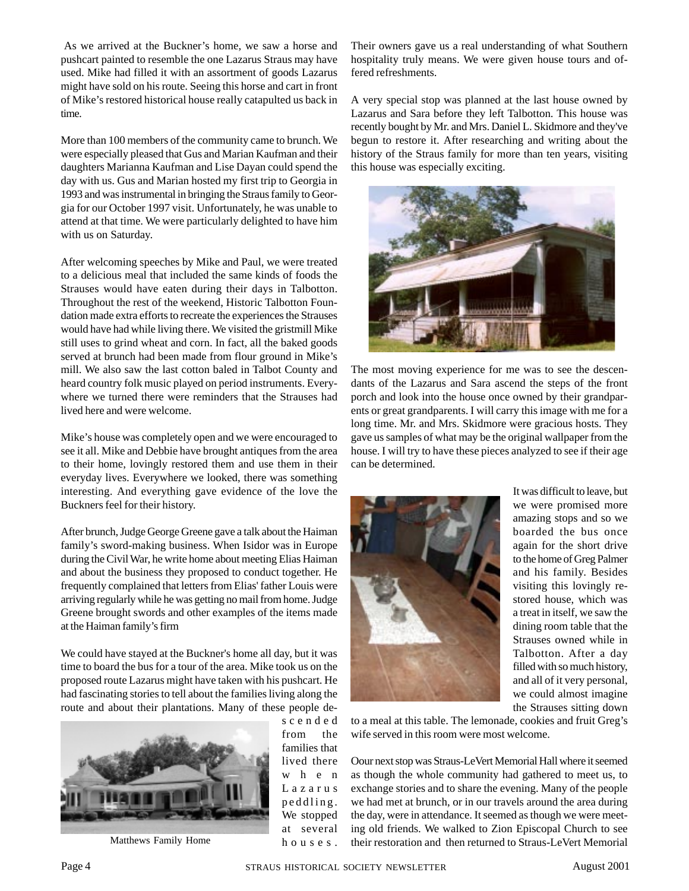As we arrived at the Buckner's home, we saw a horse and pushcart painted to resemble the one Lazarus Straus may have used. Mike had filled it with an assortment of goods Lazarus might have sold on his route. Seeing this horse and cart in front of Mike's restored historical house really catapulted us back in time.

More than 100 members of the community came to brunch. We were especially pleased that Gus and Marian Kaufman and their daughters Marianna Kaufman and Lise Dayan could spend the day with us. Gus and Marian hosted my first trip to Georgia in 1993 and was instrumental in bringing the Straus family to Georgia for our October 1997 visit. Unfortunately, he was unable to attend at that time. We were particularly delighted to have him with us on Saturday.

After welcoming speeches by Mike and Paul, we were treated to a delicious meal that included the same kinds of foods the Strauses would have eaten during their days in Talbotton. Throughout the rest of the weekend, Historic Talbotton Foundation made extra efforts to recreate the experiences the Strauses would have had while living there. We visited the gristmill Mike still uses to grind wheat and corn. In fact, all the baked goods served at brunch had been made from flour ground in Mike's mill. We also saw the last cotton baled in Talbot County and heard country folk music played on period instruments. Everywhere we turned there were reminders that the Strauses had lived here and were welcome.

Mike's house was completely open and we were encouraged to see it all. Mike and Debbie have brought antiques from the area to their home, lovingly restored them and use them in their everyday lives. Everywhere we looked, there was something interesting. And everything gave evidence of the love the Buckners feel for their history.

After brunch, Judge George Greene gave a talk about the Haiman family's sword-making business. When Isidor was in Europe during the Civil War, he write home about meeting Elias Haiman and about the business they proposed to conduct together. He frequently complained that letters from Elias' father Louis were arriving regularly while he was getting no mail from home. Judge Greene brought swords and other examples of the items made at the Haiman family's firm

We could have stayed at the Buckner's home all day, but it was time to board the bus for a tour of the area. Mike took us on the proposed route Lazarus might have taken with his pushcart. He had fascinating stories to tell about the families living along the route and about their plantations. Many of these people descended from the families that lived there when Lazarus peddling. We stopped at several houses.

Matthews Family Home

Their owners gave us a real understanding of what Southern hospitality truly means. We were given house tours and offered refreshments.

A very special stop was planned at the last house owned by Lazarus and Sara before they left Talbotton. This house was recently bought by Mr. and Mrs. Daniel L. Skidmore and they've begun to restore it. After researching and writing about the history of the Straus family for more than ten years, visiting this house was especially exciting.

The most moving experience for me was to see the descendants of the Lazarus and Sara ascend the steps of the front porch and look into the house once owned by their grandparents or great grandparents. I will carry this image with me for a long time. Mr. and Mrs. Skidmore were gracious hosts. They gave us samples of what may be the original wallpaper from the house. I will try to have these pieces analyzed to see if their age can be determined.

It was difficult to leave, but we were promised more amazing stops and so we boarded the bus once again for the short drive to the home of Greg Palmer and his family. Besides visiting this lovingly restored house, which was a treat in itself, we saw the dining room table that the Strauses owned while in Talbotton. After a day filled with so much history, and all of it very personal, we could almost imagine the Strauses sitting down to a meal at this table. The lemonade, cookies and fruit Greg's wife served in this room were most welcome.

Oour next stop was Straus-LeVert Memorial Hall where it seemed as though the whole community had gathered to meet us, to exchange stories and to share the evening. Many of the people we had met at brunch, or in our travels around the area during the day, were in attendance. It seemed as though we were meeting old friends. We walked to Zion Episcopal Church to see their restoration and then returned to Straus-LeVert Memorial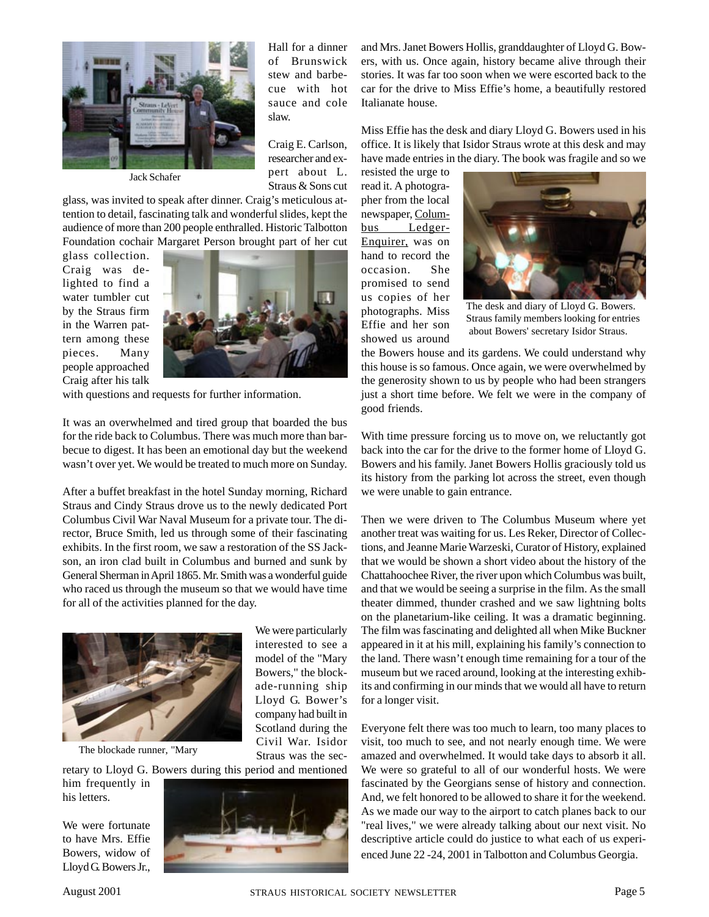Jack Schafer

Hall for a dinner of Brunswick stew and barbecue with hot sauce and cole slaw.

Craig E. Carlson, researcher and expert about L. Straus & Sons cut glass, was invited to speak after dinner. Craig's meticulous attention to detail, fascinating talk and wonderful slides, kept the audience of more than 200 people enthralled. Historic Talbotton Foundation cochair Margaret Person brought part of her cut glass collection. Craig was delighted to find a water tumbler cut by the Straus firm in the Warren pattern among these pieces. Many people approached Craig after his talk with questions and requests for further information.

It was an overwhelmed and tired group that boarded the bus for the ride back to Columbus. There was much more than barbecue to digest. It has been an emotional day but the weekend wasn't over yet. We would be treated to much more on Sunday.

After a buffet breakfast in the hotel Sunday morning, Richard Straus and Cindy Straus drove us to the newly dedicated Port Columbus Civil War Naval Museum for a private tour. The director, Bruce Smith, led us through some of their fascinating exhibits. In the first room, we saw a restoration of the SS Jackson, an iron clad built in Columbus and burned and sunk by General Sherman in April 1865. Mr. Smith was a wonderful guide who raced us through the museum so that we would have time for all of the activities planned for the day.

The blockade runner, "Mary

We were particularly interested to see a model of the "Mary Bowers," the blockade-running ship Lloyd G. Bower's company had built in Scotland during the Civil War. Isidor Straus was the secretary to Lloyd G. Bowers during this period and mentioned him frequently in his letters.

We were fortunate to have Mrs. Effie Bowers, widow of Lloyd G. Bowers Jr., and Mrs. Janet Bowers Hollis, granddaughter of Lloyd G. Bowers, with us. Once again, history became alive through their stories. It was far too soon when we were escorted back to the car for the drive to Miss Effie's home, a beautifully restored Italianate house.

Miss Effie has the desk and diary Lloyd G. Bowers used in his office. It is likely that Isidor Straus wrote at this desk and may have made entries in the diary. The book was fragile and so we resisted the urge to read it. A photographer from the local newspaper, Columbus Ledger-Enquirer, was on hand to record the occasion. She promised to send us copies of her photographs. Miss Effie and her son showed us around the Bowers house and its gardens. We could understand why this house is so famous. Once again, we were overwhelmed by the generosity shown to us by people who had been strangers just a short time before. We felt we were in the company of good friends.

The desk and diary of Lloyd G. Bowers. Straus family members looking for entries about Bowers' secretary Isidor Straus.

With time pressure forcing us to move on, we reluctantly got back into the car for the drive to the former home of Lloyd G. Bowers and his family. Janet Bowers Hollis graciously told us its history from the parking lot across the street, even though we were unable to gain entrance.

Then we were driven to The Columbus Museum where yet another treat was waiting for us. Les Reker, Director of Collections, and Jeanne Marie Warzeski, Curator of History, explained that we would be shown a short video about the history of the Chattahoochee River, the river upon which Columbus was built, and that we would be seeing a surprise in the film. As the small theater dimmed, thunder crashed and we saw lightning bolts on the planetarium-like ceiling. It was a dramatic beginning. The film was fascinating and delighted all when Mike Buckner appeared in it at his mill, explaining his family's connection to the land. There wasn't enough time remaining for a tour of the museum but we raced around, looking at the interesting exhibits and confirming in our minds that we would all have to return for a longer visit.

Everyone felt there was too much to learn, too many places to visit, too much to see, and not nearly enough time. We were amazed and overwhelmed. It would take days to absorb it all. We were so grateful to all of our wonderful hosts. We were fascinated by the Georgians sense of history and connection. And, we felt honored to be allowed to share it for the weekend. As we made our way to the airport to catch planes back to our "real lives," we were already talking about our next visit. No descriptive article could do justice to what each of us experienced June 22 -24, 2001 in Talbotton and Columbus Georgia.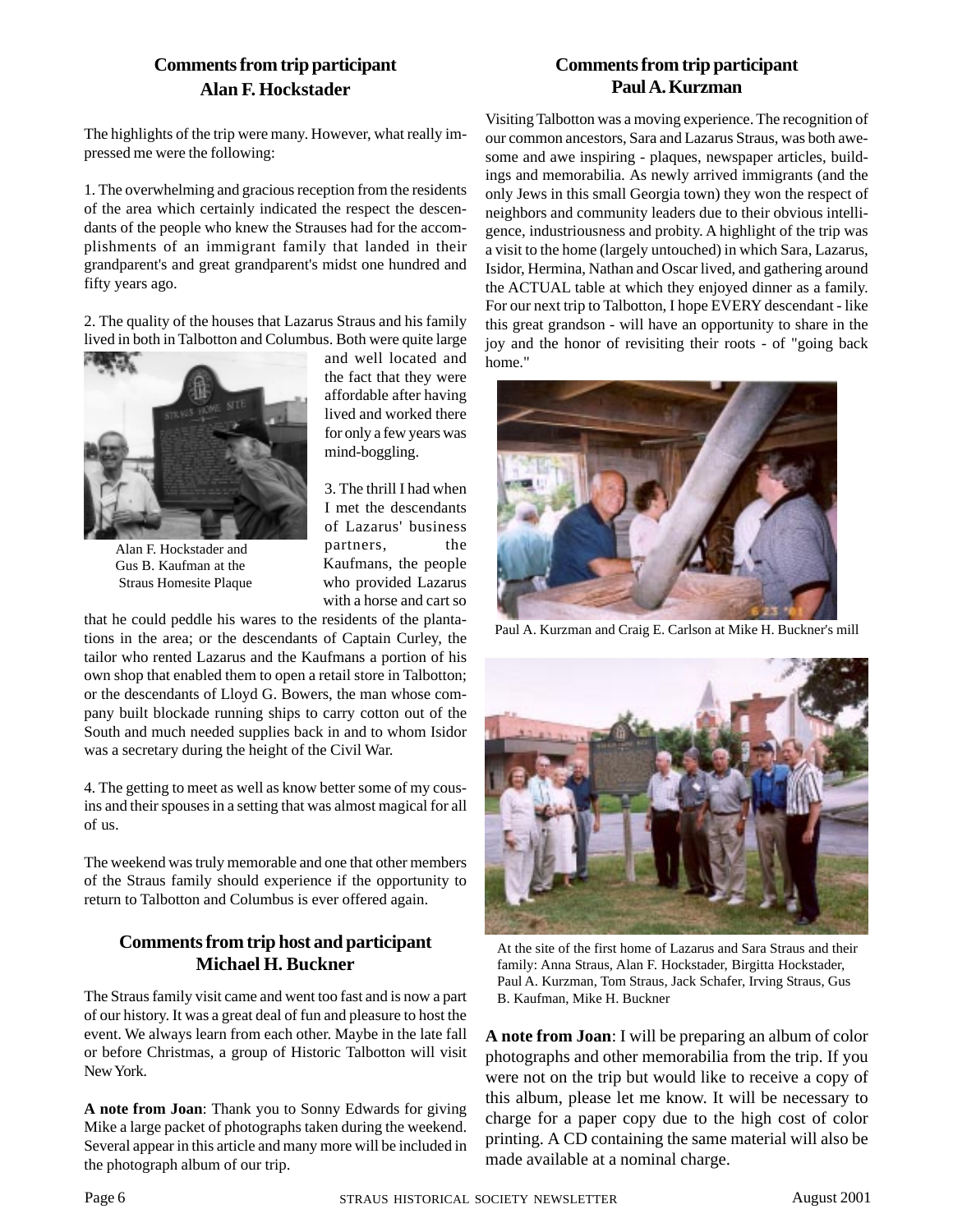## Comments from trip participant Alan F. Hockstader

The highlights of the trip were many. However, what really impressed me were the following:

1. The overwhelming and gracious reception from the residents of the area which certainly indicated the respect the descendants of the people who knew the Strauses had for the accomplishments of an immigrant family that landed in their grandparent's and great grandparent's midst one hundred and fifty years ago.

2. The quality of the houses that Lazarus Straus and his family lived in both in Talbotton and Columbus. Both were quite large and well located and the fact that they were affordable after having lived and worked there for only a few years was mind-boggling.

Alan F. Hockstader and Gus B. Kaufman at the Straus Homesite Plaque

3. The thrill I had when I met the descendants of Lazarus' business partners, the Kaufmans, the people who provided Lazarus with a horse and cart so that he could peddle his wares to the residents of the plantations in the area; or the descendants of Captain Curley, the tailor who rented Lazarus and the Kaufmans a portion of his own shop that enabled them to open a retail store in Talbotton; or the descendants of Lloyd G. Bowers, the man whose company built blockade running ships to carry cotton out of the South and much needed supplies back in and to whom Isidor was a secretary during the height of the Civil War.

4. The getting to meet as well as know better some of my cousins and their spouses in a setting that was almost magical for all of us.

The weekend was truly memorable and one that other members of the Straus family should experience if the opportunity to return to Talbotton and Columbus is ever offered again.

## Comments from trip host and participant Michael H. Buckner

The Straus family visit came and went too fast and is now a part of our history. It was a great deal of fun and pleasure to host the event. We always learn from each other. Maybe in the late fall or before Christmas, a group of Historic Talbotton will visit New York.

**A note from Joan**: Thank you to Sonny Edwards for giving Mike a large packet of photographs taken during the weekend. Several appear in this article and many more will be included in the photograph album of our trip.

## Comments from trip participant Paul A. Kurzman

Visiting Talbotton was a moving experience. The recognition of our common ancestors, Sara and Lazarus Straus, was both awesome and awe inspiring - plaques, newspaper articles, buildings and memorabilia. As newly arrived immigrants (and the only Jews in this small Georgia town) they won the respect of neighbors and community leaders due to their obvious intelligence, industriousness and probity. A highlight of the trip was a visit to the home (largely untouched) in which Sara, Lazarus, Isidor, Hermina, Nathan and Oscar lived, and gathering around the ACTUAL table at which they enjoyed dinner as a family. For our next trip to Talbotton, I hope EVERY descendant - like this great grandson - will have an opportunity to share in the joy and the honor of revisiting their roots - of "going back home."

Paul A. Kurzman and Craig E. Carlson at Mike H. Buckner's mill

At the site of the first home of Lazarus and Sara Straus and their family: Anna Straus, Alan F. Hockstader, Birgitta Hockstader, Paul A. Kurzman, Tom Straus, Jack Schafer, Irving Straus, Gus B. Kaufman, Mike H. Buckner

**A note from Joan**: I will be preparing an album of color photographs and other memorabilia from the trip. If you were not on the trip but would like to receive a copy of this album, please let me know. It will be necessary to charge for a paper copy due to the high cost of color printing. A CD containing the same material will also be made available at a nominal charge.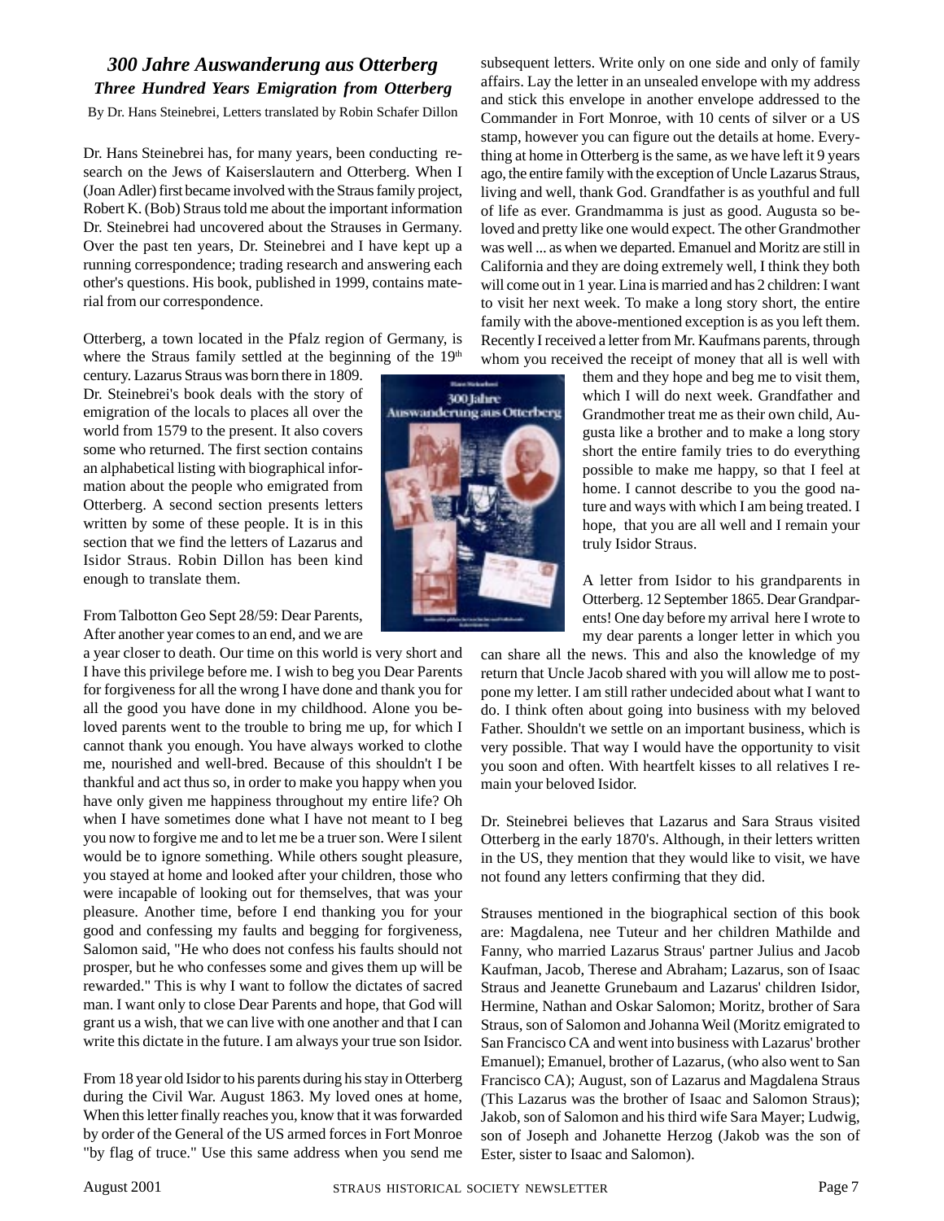## *300 Jahre Auswanderung aus Otterberg*

### *Three Hundred Years Emigration from Otterberg*

By Dr. Hans Steinebrei, Letters translated by Robin Schafer Dillon

Dr. Hans Steinebrei has, for many years, been conducting research on the Jews of Kaiserslautern and Otterberg. When I (Joan Adler) first became involved with the Straus family project, Robert K. (Bob) Straus told me about the important information Dr. Steinebrei had uncovered about the Strauses in Germany. Over the past ten years, Dr. Steinebrei and I have kept up a running correspondence; trading research and answering each other's questions. His book, published in 1999, contains material from our correspondence.

Otterberg, a town located in the Pfalz region of Germany, is where the Straus family settled at the beginning of the 19th century. Lazarus Straus was born there in 1809. Dr. Steinebrei's book deals with the story of emigration of the locals to places all over the world from 1579 to the present. It also covers some who returned. The first section contains an alphabetical listing with biographical information about the people who emigrated from Otterberg. A second section presents letters written by some of these people. It is in this section that we find the letters of Lazarus and Isidor Straus. Robin Dillon has been kind enough to translate them.

From Talbotton Geo Sept 28/59: Dear Parents, After another year comes to an end, and we are a year closer to death. Our time on this world is very short and I have this privilege before me. I wish to beg you Dear Parents for forgiveness for all the wrong I have done and thank you for all the good you have done in my childhood. Alone you beloved parents went to the trouble to bring me up, for which I cannot thank you enough. You have always worked to clothe me, nourished and well-bred. Because of this shouldn't I be thankful and act thus so, in order to make you happy when you have only given me happiness throughout my entire life? Oh when I have sometimes done what I have not meant to I beg you now to forgive me and to let me be a truer son. Were I silent would be to ignore something. While others sought pleasure, you stayed at home and looked after your children, those who were incapable of looking out for themselves, that was your pleasure. Another time, before I end thanking you for your good and confessing my faults and begging for forgiveness, Salomon said, "He who does not confess his faults should not prosper, but he who confesses some and gives them up will be rewarded." This is why I want to follow the dictates of sacred man. I want only to close Dear Parents and hope, that God will grant us a wish, that we can live with one another and that I can write this dictate in the future. I am always your true son Isidor.

From 18 year old Isidor to his parents during his stay in Otterberg during the Civil War. August 1863. My loved ones at home, When this letter finally reaches you, know that it was forwarded by order of the General of the US armed forces in Fort Monroe "by flag of truce." Use this same address when you send me subsequent letters. Write only on one side and only of family affairs. Lay the letter in an unsealed envelope with my address and stick this envelope in another envelope addressed to the Commander in Fort Monroe, with 10 cents of silver or a US stamp, however you can figure out the details at home. Everything at home in Otterberg is the same, as we have left it 9 years ago, the entire family with the exception of Uncle Lazarus Straus, living and well, thank God. Grandfather is as youthful and full of life as ever. Grandmamma is just as good. Augusta so beloved and pretty like one would expect. The other Grandmother was well ... as when we departed. Emanuel and Moritz are still in California and they are doing extremely well, I think they both will come out in 1 year. Lina is married and has 2 children: I want to visit her next week. To make a long story short, the entire family with the above-mentioned exception is as you left them. Recently I received a letter from Mr. Kaufmans parents, through whom you received the receipt of money that all is well with them and they hope and beg me to visit them, which I will do next week. Grandfather and Grandmother treat me as their own child, Augusta like a brother and to make a long story short the entire family tries to do everything possible to make me happy, so that I feel at home. I cannot describe to you the good nature and ways with which I am being treated. I hope, that you are all well and I remain your truly Isidor Straus.

A letter from Isidor to his grandparents in Otterberg. 12 September 1865. Dear Grandparents! One day before my arrival here I wrote to my dear parents a longer letter in which you can share all the news. This and also the knowledge of my return that Uncle Jacob shared with you will allow me to postpone my letter. I am still rather undecided about what I want to do. I think often about going into business with my beloved Father. Shouldn't we settle on an important business, which is very possible. That way I would have the opportunity to visit you soon and often. With heartfelt kisses to all relatives I remain your beloved Isidor.

Dr. Steinebrei believes that Lazarus and Sara Straus visited Otterberg in the early 1870's. Although, in their letters written in the US, they mention that they would like to visit, we have not found any letters confirming that they did.

Strauses mentioned in the biographical section of this book are: Magdalena, nee Tuteur and her children Mathilde and Fanny, who married Lazarus Straus' partner Julius and Jacob Kaufman, Jacob, Therese and Abraham; Lazarus, son of Isaac Straus and Jeanette Grunebaum and Lazarus' children Isidor, Hermine, Nathan and Oskar Salomon; Moritz, brother of Sara Straus, son of Salomon and Johanna Weil (Moritz emigrated to San Francisco CA and went into business with Lazarus' brother Emanuel); Emanuel, brother of Lazarus, (who also went to San Francisco CA); August, son of Lazarus and Magdalena Straus (This Lazarus was the brother of Isaac and Salomon Straus); Jakob, son of Salomon and his third wife Sara Mayer; Ludwig, son of Joseph and Johanette Herzog (Jakob was the son of Ester, sister to Isaac and Salomon).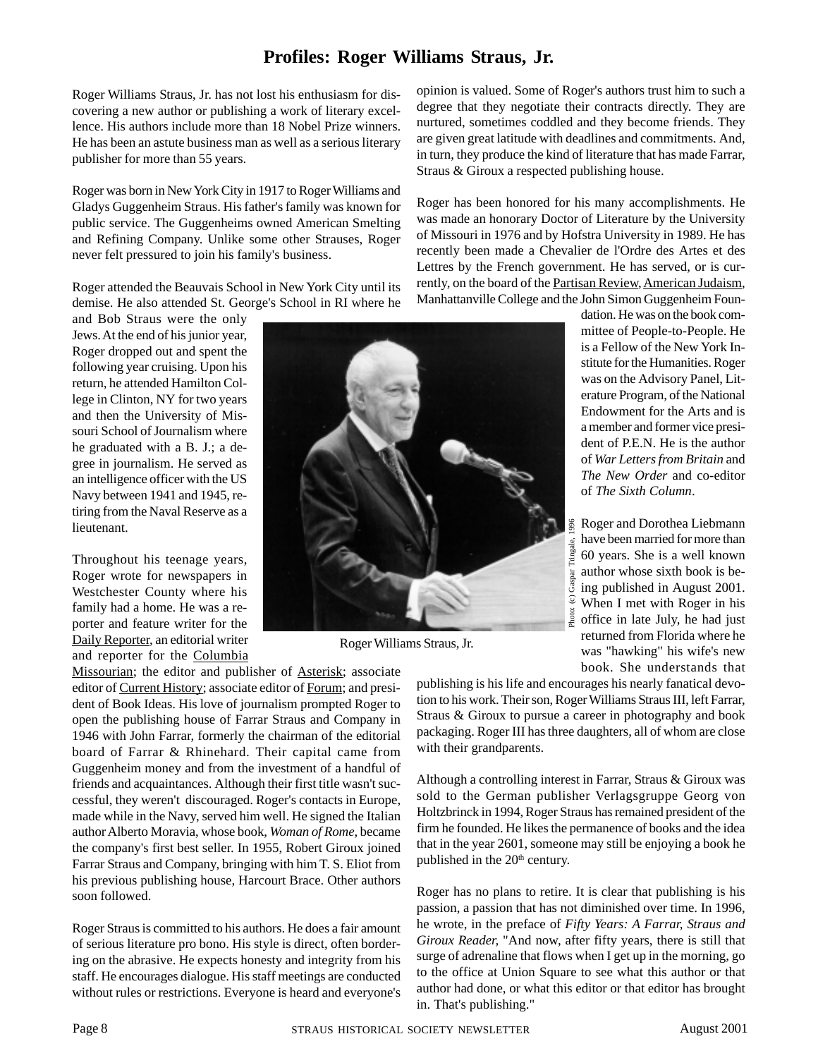# Profiles: Roger Williams Straus, Jr.

Roger Williams Straus, Jr. has not lost his enthusiasm for discovering a new author or publishing a work of literary excellence. His authors include more than 18 Nobel Prize winners. He has been an astute business man as well as a serious literary publisher for more than 55 years.

Roger was born in New York City in 1917 to Roger Williams and Gladys Guggenheim Straus. His father's family was known for public service. The Guggenheims owned American Smelting and Refining Company. Unlike some other Strauses, Roger never felt pressured to join his family's business.

Roger attended the Beauvais School in New York City until its demise. He also attended St. George's School in RI where he and Bob Straus were the only Jews. At the end of his junior year, Roger dropped out and spent the following year cruising. Upon his return, he attended Hamilton College in Clinton, NY for two years and then the University of Missouri School of Journalism where he graduated with a B. J.; a degree in journalism. He served as an intelligence officer with the US Navy between 1941 and 1945, retiring from the Naval Reserve as a lieutenant.

Throughout his teenage years, Roger wrote for newspapers in Westchester County where his family had a home. He was a reporter and feature writer for the Daily Reporter, an editorial writer and reporter for the Columbia Missourian; the editor and publisher of Asterisk; associate editor of Current History; associate editor of Forum; and president of Book Ideas. His love of journalism prompted Roger to open the publishing house of Farrar Straus and Company in 1946 with John Farrar, formerly the chairman of the editorial board of Farrar & Rhinehard. Their capital came from Guggenheim money and from the investment of a handful of friends and acquaintances. Although their first title wasn't successful, they weren't discouraged. Roger's contacts in Europe, made while in the Navy, served him well. He signed the Italian author Alberto Moravia, whose book, *Woman of Rome*, became the company's first best seller. In 1955, Robert Giroux joined Farrar Straus and Company, bringing with him T. S. Eliot from his previous publishing house, Harcourt Brace. Other authors soon followed.

Roger Straus is committed to his authors. He does a fair amount of serious literature pro bono. His style is direct, often bordering on the abrasive. He expects honesty and integrity from his staff. He encourages dialogue. His staff meetings are conducted without rules or restrictions. Everyone is heard and everyone's opinion is valued. Some of Roger's authors trust him to such a degree that they negotiate their contracts directly. They are nurtured, sometimes coddled and they become friends. They are given great latitude with deadlines and commitments. And, in turn, they produce the kind of literature that has made Farrar, Straus & Giroux a respected publishing house.

Roger has been honored for his many accomplishments. He was made an honorary Doctor of Literature by the University of Missouri in 1976 and by Hofstra University in 1989. He has recently been made a Chevalier de l'Ordre des Artes et des Lettres by the French government. He has served, or is currently, on the board of the Partisan Review, American Judaism, Manhattanville College and the John Simon Guggenheim Foundation. He was on the book committee of People-to-People. He is a Fellow of the New York Institute for the Humanities. Roger was on the Advisory Panel, Literature Program, of the National Endowment for the Arts and is a member and former vice president of P.E.N. He is the author of *War Letters from Britain* and *The New Order* and co-editor of *The Sixth Column*.

Photo: (c) Gaspar Tringale, 1996

Roger Williams Straus, Jr.

Roger and Dorothea Liebmann have been married for more than 60 years. She is a well known author whose sixth book is being published in August 2001. When I met with Roger in his office in late July, he had just returned from Florida where he was "hawking" his wife's new book. She understands that publishing is his life and encourages his nearly fanatical devotion to his work. Their son, Roger Williams Straus III, left Farrar, Straus & Giroux to pursue a career in photography and book packaging. Roger III has three daughters, all of whom are close with their grandparents.

Although a controlling interest in Farrar, Straus & Giroux was sold to the German publisher Verlagsgruppe Georg von Holtzbrinck in 1994, Roger Straus has remained president of the firm he founded. He likes the permanence of books and the idea that in the year 2601, someone may still be enjoying a book he published in the 20th century.

Roger has no plans to retire. It is clear that publishing is his passion, a passion that has not diminished over time. In 1996, he wrote, in the preface of *Fifty Years: A Farrar, Straus and Giroux Reader,* "And now, after fifty years, there is still that surge of adrenaline that flows when I get up in the morning, go to the office at Union Square to see what this author or that author had done, or what this editor or that editor has brought in. That's publishing."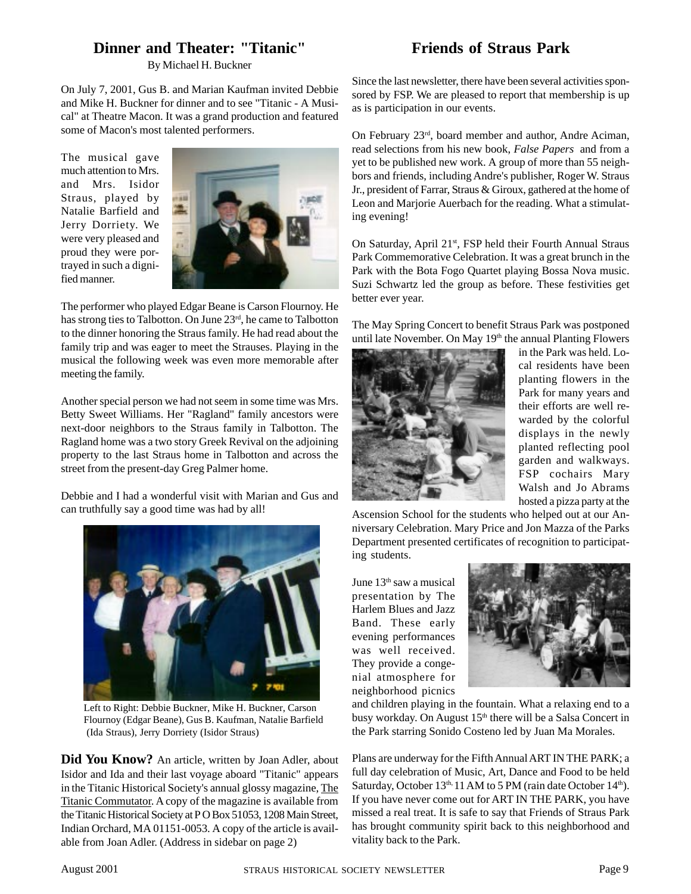## Dinner and Theater: "Titanic"

By Michael H. Buckner

On July 7, 2001, Gus B. and Marian Kaufman invited Debbie and Mike H. Buckner for dinner and to see "Titanic - A Musical" at Theatre Macon. It was a grand production and featured some of Macon's most talented performers.

The musical gave much attention to Mrs. and Mrs. Isidor Straus, played by Natalie Barfield and Jerry Dorriety. We were very pleased and proud they were portrayed in such a dignified manner.

The performer who played Edgar Beane is Carson Flournoy. He has strong ties to Talbotton. On June 23rd, he came to Talbotton to the dinner honoring the Straus family. He had read about the family trip and was eager to meet the Strauses. Playing in the musical the following week was even more memorable after meeting the family.

Another special person we had not seem in some time was Mrs. Betty Sweet Williams. Her "Ragland" family ancestors were next-door neighbors to the Straus family in Talbotton. The Ragland home was a two story Greek Revival on the adjoining property to the last Straus home in Talbotton and across the street from the present-day Greg Palmer home.

Debbie and I had a wonderful visit with Marian and Gus and can truthfully say a good time was had by all!

Left to Right: Debbie Buckner, Mike H. Buckner, Carson Flournoy (Edgar Beane), Gus B. Kaufman, Natalie Barfield (Ida Straus), Jerry Dorriety (Isidor Straus)

**Did You Know?** An article, written by Joan Adler, about Isidor and Ida and their last voyage aboard "Titanic" appears in the Titanic Historical Society's annual glossy magazine, The Titanic Commutator. A copy of the magazine is available from the Titanic Historical Society at P O Box 51053, 1208 Main Street, Indian Orchard, MA 01151-0053. A copy of the article is available from Joan Adler. (Address in sidebar on page 2)

## Friends of Straus Park

Since the last newsletter, there have been several activities sponsored by FSP. We are pleased to report that membership is up as is participation in our events.

On February 23rd, board member and author, Andre Aciman, read selections from his new book, *False Papers* and from a yet to be published new work. A group of more than 55 neighbors and friends, including Andre's publisher, Roger W. Straus Jr., president of Farrar, Straus & Giroux, gathered at the home of Leon and Marjorie Auerbach for the reading. What a stimulating evening!

On Saturday, April 21st, FSP held their Fourth Annual Straus Park Commemorative Celebration. It was a great brunch in the Park with the Bota Fogo Quartet playing Bossa Nova music. Suzi Schwartz led the group as before. These festivities get better ever year.

The May Spring Concert to benefit Straus Park was postponed until late November. On May 19th the annual Planting Flowers in the Park was held. Local residents have been planting flowers in the Park for many years and their efforts are well rewarded by the colorful displays in the newly planted reflecting pool garden and walkways. FSP cochairs Mary Walsh and Jo Abrams hosted a pizza party at the Ascension School for the students who helped out at our Anniversary Celebration. Mary Price and Jon Mazza of the Parks Department presented certificates of recognition to participating students.

June 13th saw a musical presentation by The Harlem Blues and Jazz Band. These early evening performances was well received. They provide a congenial atmosphere for neighborhood picnics and children playing in the fountain. What a relaxing end to a busy workday. On August 15th there will be a Salsa Concert in the Park starring Sonido Costeno led by Juan Ma Morales.

Plans are underway for the Fifth Annual ART IN THE PARK; a full day celebration of Music, Art, Dance and Food to be held Saturday, October 13th, 11 AM to 5 PM (rain date October 14th). If you have never come out for ART IN THE PARK, you have missed a real treat. It is safe to say that Friends of Straus Park has brought community spirit back to this neighborhood and vitality back to the Park.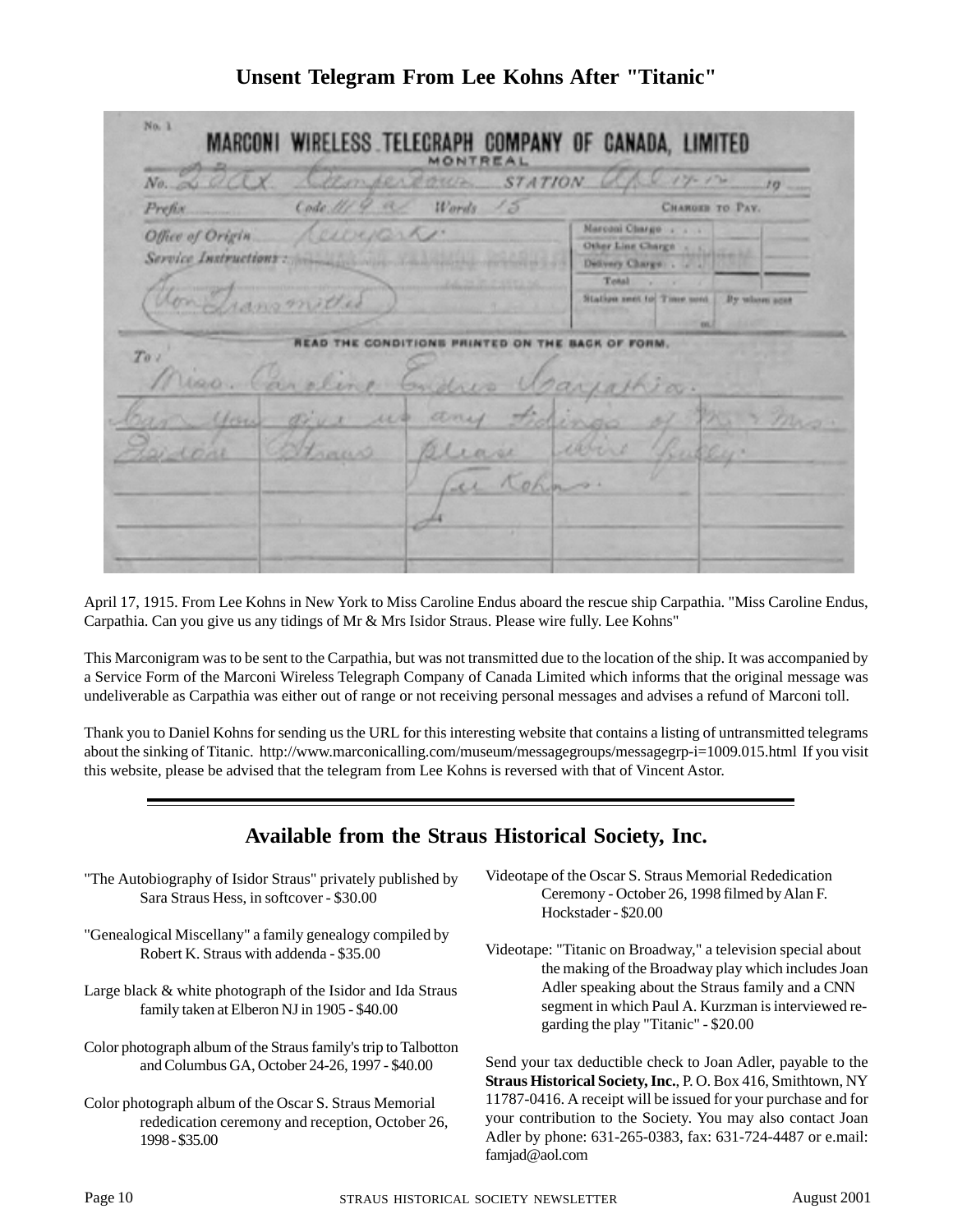## Unsent Telegram From Lee Kohns After "Titanic"

April 17, 1915. From Lee Kohns in New York to Miss Caroline Endus aboard the rescue ship Carpathia. "Miss Caroline Endus, Carpathia. Can you give us any tidings of Mr & Mrs Isidor Straus. Please wire fully. Lee Kohns"

This Marconigram was to be sent to the Carpathia, but was not transmitted due to the location of the ship. It was accompanied by a Service Form of the Marconi Wireless Telegraph Company of Canada Limited which informs that the original message was undeliverable as Carpathia was either out of range or not receiving personal messages and advises a refund of Marconi toll.

Thank you to Daniel Kohns for sending us the URL for this interesting website that contains a listing of untransmitted telegrams about the sinking of Titanic. http://www.marconicalling.com/museum/messagegroups/messagegrp-i=1009.015.html If you visit this website, please be advised that the telegram from Lee Kohns is reversed with that of Vincent Astor.

---

## Available from the Straus Historical Society, Inc.

"The Autobiography of Isidor Straus" privately published by Sara Straus Hess, in softcover - $30.00

"Genealogical Miscellany" a family genealogy compiled by Robert K. Straus with addenda - $35.00

Large black & white photograph of the Isidor and Ida Straus family taken at Elberon NJ in 1905 - $40.00

Color photograph album of the Straus family's trip to Talbotton and Columbus GA, October 24-26, 1997 - $40.00

Color photograph album of the Oscar S. Straus Memorial rededication ceremony and reception, October 26, 1998 - $35.00

Videotape of the Oscar S. Straus Memorial Rededication Ceremony - October 26, 1998 filmed by Alan F. Hockstader - $20.00

Videotape: "Titanic on Broadway," a television special about the making of the Broadway play which includes Joan Adler speaking about the Straus family and a CNN segment in which Paul A. Kurzman is interviewed regarding the play "Titanic" - $20.00

Send your tax deductible check to Joan Adler, payable to the **Straus Historical Society, Inc.**, P. O. Box 416, Smithtown, NY 11787-0416. A receipt will be issued for your purchase and for your contribution to the Society. You may also contact Joan Adler by phone: 631-265-0383, fax: 631-724-4487 or e.mail: famjad@aol.com